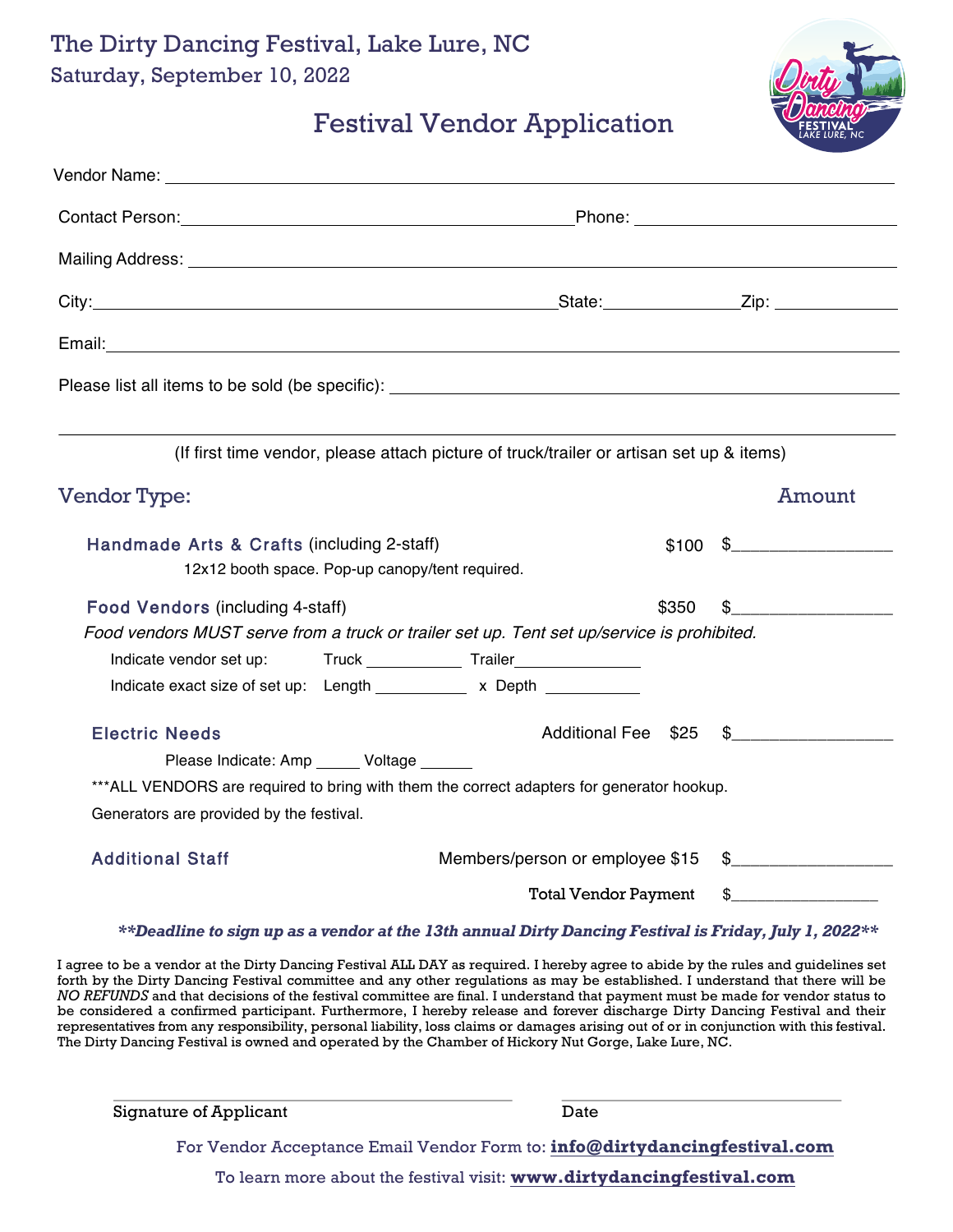# The Dirty Dancing Festival, Lake Lure, NC

Saturday, September 10, 2022

## Festival Vendor Application

Vendor Name: ______________________________________________

Contact Person: ______________________________ Phone: ____________________

Mailing Address: ______________________________________________

City: ______________________________ State: __________ Zip: __________

Email: ______________________________________________

Please list all items to be sold (be specific): ______________________________________________

______________________________________________

(If first time vendor, please attach picture of truck/trailer or artisan set up & items)

### Vendor Type: Amount

**Handmade Arts & Crafts** (including 2-staff) $100 $__________________

12x12 booth space. Pop-up canopy/tent required.

**Food Vendors** (including 4-staff) $350 $__________________

*Food vendors MUST serve from a truck or trailer set up. Tent set up/service is prohibited.*

Indicate vendor set up: Truck ___________ Trailer ______________

Indicate exact size of set up: Length ___________ x Depth ___________

**Electric Needs** Additional Fee $25 $__________________

Please Indicate: Amp _____ Voltage ______

***ALL VENDORS are required to bring with them the correct adapters for generator hookup.

Generators are provided by the festival.

**Additional Staff** Members/person or employee $15 $__________________

Total Vendor Payment $_________________

***\*\*Deadline to sign up as a vendor at the 13th annual Dirty Dancing Festival is Friday, July 1, 2022\*\****

I agree to be a vendor at the Dirty Dancing Festival ALL DAY as required. I hereby agree to abide by the rules and guidelines set forth by the Dirty Dancing Festival committee and any other regulations as may be established. I understand that there will be *NO REFUNDS* and that decisions of the festival committee are final. I understand that payment must be made for vendor status to be considered a confirmed participant. Furthermore, I hereby release and forever discharge Dirty Dancing Festival and their representatives from any responsibility, personal liability, loss claims or damages arising out of or in conjunction with this festival. The Dirty Dancing Festival is owned and operated by the Chamber of Hickory Nut Gorge, Lake Lure, NC.

______________________________ ______________________

Signature of Applicant Date

For Vendor Acceptance Email Vendor Form to: **info@dirtydancingfestival.com**

To learn more about the festival visit: **www.dirtydancingfestival.com**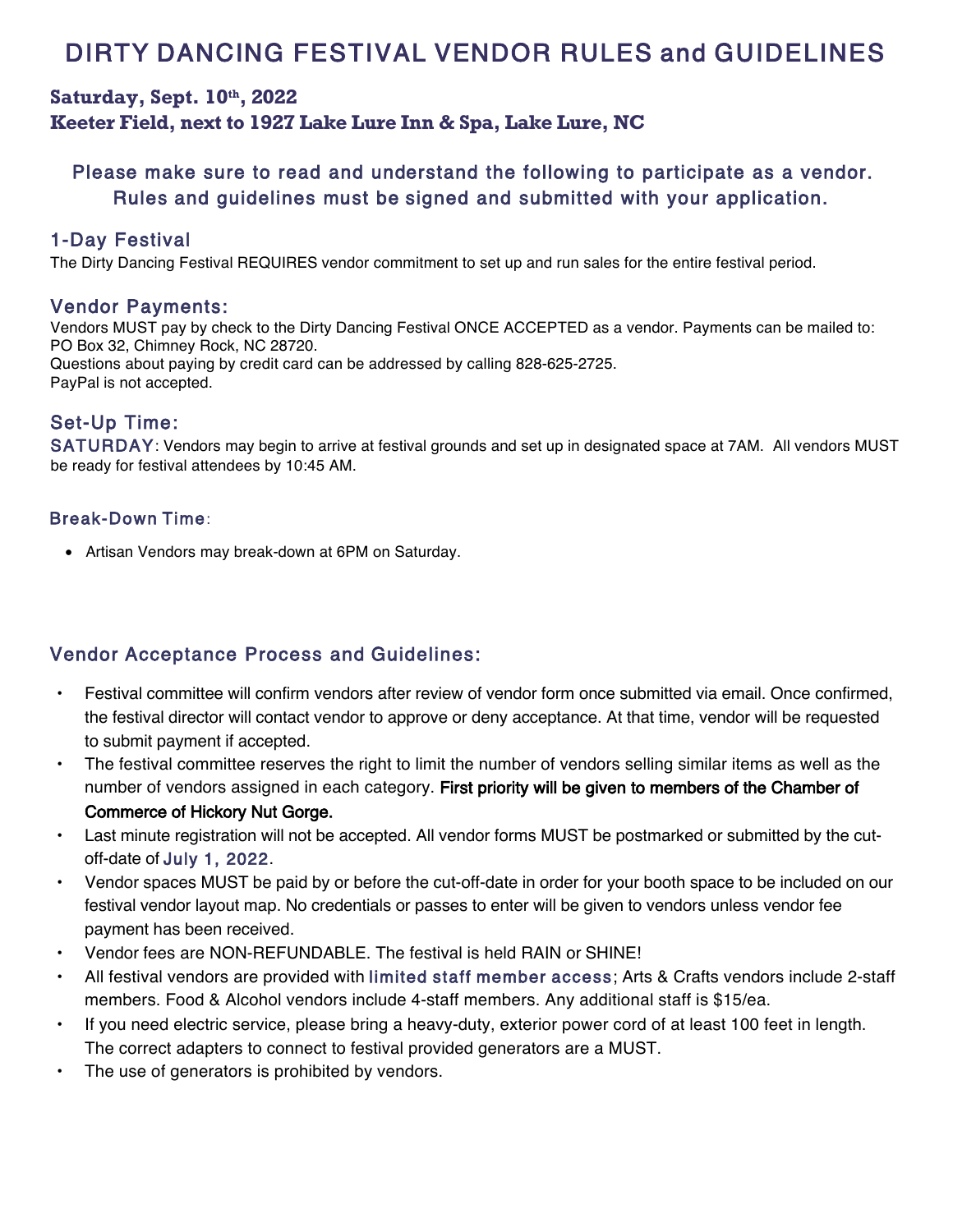# DIRTY DANCING FESTIVAL VENDOR RULES and GUIDELINES

**Saturday, Sept. 10th, 2022**
**Keeter Field, next to 1927 Lake Lure Inn & Spa, Lake Lure, NC**

Please make sure to read and understand the following to participate as a vendor. Rules and guidelines must be signed and submitted with your application.

## 1-Day Festival

The Dirty Dancing Festival REQUIRES vendor commitment to set up and run sales for the entire festival period.

## Vendor Payments:

Vendors MUST pay by check to the Dirty Dancing Festival ONCE ACCEPTED as a vendor. Payments can be mailed to: PO Box 32, Chimney Rock, NC 28720.
Questions about paying by credit card can be addressed by calling 828-625-2725.
PayPal is not accepted.

## Set-Up Time:

SATURDAY: Vendors may begin to arrive at festival grounds and set up in designated space at 7AM. All vendors MUST be ready for festival attendees by 10:45 AM.

## Break-Down Time:

- Artisan Vendors may break-down at 6PM on Saturday.

## Vendor Acceptance Process and Guidelines:

- Festival committee will confirm vendors after review of vendor form once submitted via email. Once confirmed, the festival director will contact vendor to approve or deny acceptance. At that time, vendor will be requested to submit payment if accepted.
- The festival committee reserves the right to limit the number of vendors selling similar items as well as the number of vendors assigned in each category. First priority will be given to members of the Chamber of Commerce of Hickory Nut Gorge.
- Last minute registration will not be accepted. All vendor forms MUST be postmarked or submitted by the cut-off-date of July 1, 2022.
- Vendor spaces MUST be paid by or before the cut-off-date in order for your booth space to be included on our festival vendor layout map. No credentials or passes to enter will be given to vendors unless vendor fee payment has been received.
- Vendor fees are NON-REFUNDABLE. The festival is held RAIN or SHINE!
- All festival vendors are provided with limited staff member access; Arts & Crafts vendors include 2-staff members. Food & Alcohol vendors include 4-staff members. Any additional staff is $15/ea.
- If you need electric service, please bring a heavy-duty, exterior power cord of at least 100 feet in length. The correct adapters to connect to festival provided generators are a MUST.
- The use of generators is prohibited by vendors.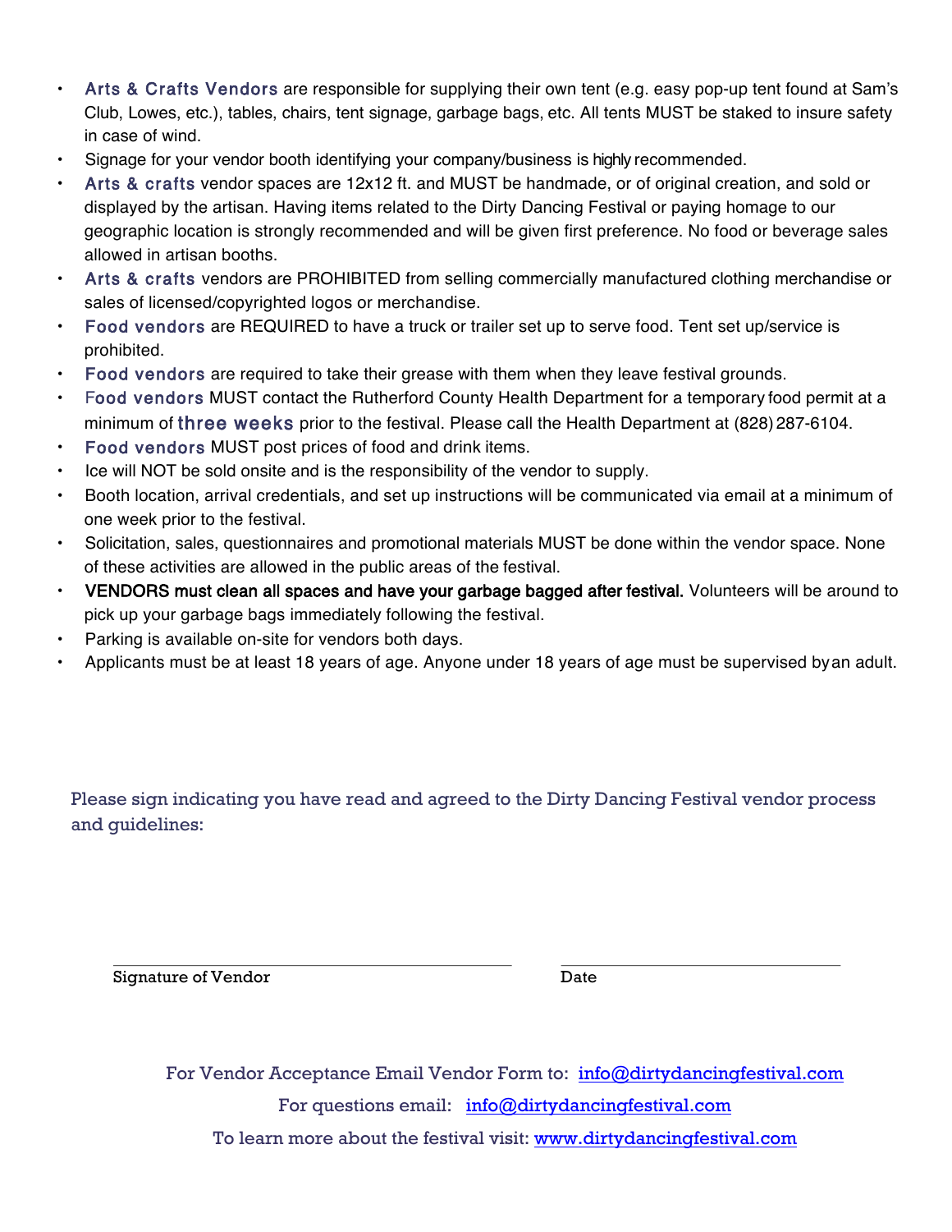- **Arts & Crafts Vendors** are responsible for supplying their own tent (e.g. easy pop-up tent found at Sam's Club, Lowes, etc.), tables, chairs, tent signage, garbage bags, etc. All tents MUST be staked to insure safety in case of wind.
- Signage for your vendor booth identifying your company/business is highly recommended.
- **Arts & crafts** vendor spaces are 12x12 ft. and MUST be handmade, or of original creation, and sold or displayed by the artisan. Having items related to the Dirty Dancing Festival or paying homage to our geographic location is strongly recommended and will be given first preference. No food or beverage sales allowed in artisan booths.
- **Arts & crafts** vendors are PROHIBITED from selling commercially manufactured clothing merchandise or sales of licensed/copyrighted logos or merchandise.
- **Food vendors** are REQUIRED to have a truck or trailer set up to serve food. Tent set up/service is prohibited.
- **Food vendors** are required to take their grease with them when they leave festival grounds.
- **Food vendors** MUST contact the Rutherford County Health Department for a temporary food permit at a minimum of **three weeks** prior to the festival. Please call the Health Department at (828) 287-6104.
- **Food vendors** MUST post prices of food and drink items.
- Ice will NOT be sold onsite and is the responsibility of the vendor to supply.
- Booth location, arrival credentials, and set up instructions will be communicated via email at a minimum of one week prior to the festival.
- Solicitation, sales, questionnaires and promotional materials MUST be done within the vendor space. None of these activities are allowed in the public areas of the festival.
- **VENDORS must clean all spaces and have your garbage bagged after festival.** Volunteers will be around to pick up your garbage bags immediately following the festival.
- Parking is available on-site for vendors both days.
- Applicants must be at least 18 years of age. Anyone under 18 years of age must be supervised by an adult.

Please sign indicating you have read and agreed to the Dirty Dancing Festival vendor process and guidelines:

\_\_\_\_\_\_\_\_\_\_\_\_\_\_\_\_\_\_\_\_\_\_\_\_\_\_\_\_\_\_\_\_\_\_\_\_\_\_\_\_ \_\_\_\_\_\_\_\_\_\_\_\_\_\_\_\_\_\_\_\_\_\_\_\_\_\_\_\_

Signature of Vendor Date

For Vendor Acceptance Email Vendor Form to: info@dirtydancingfestival.com

For questions email: info@dirtydancingfestival.com

To learn more about the festival visit: www.dirtydancingfestival.com